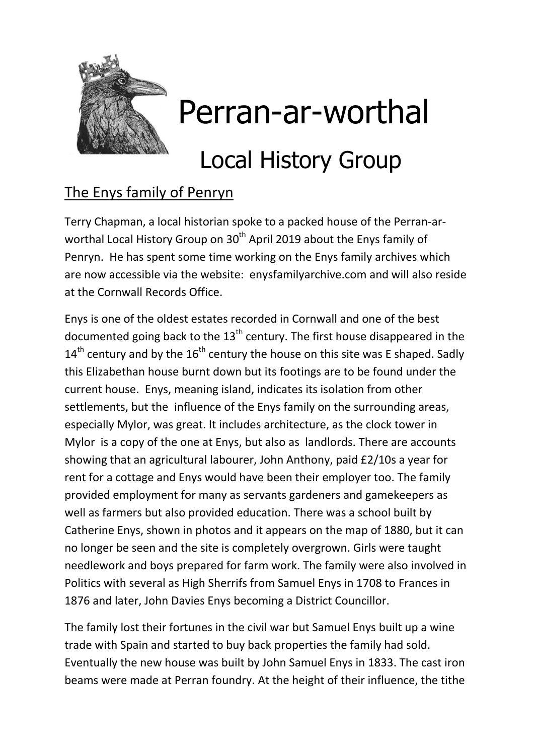# Perran-ar-worthal

## Local History Group

### The Enys family of Penryn

Terry Chapman, a local historian spoke to a packed house of the Perran-ar-worthal Local History Group on 30th April 2019 about the Enys family of Penryn. He has spent some time working on the Enys family archives which are now accessible via the website: enysfamilyarchive.com and will also reside at the Cornwall Records Office.

Enys is one of the oldest estates recorded in Cornwall and one of the best documented going back to the 13th century. The first house disappeared in the 14th century and by the 16th century the house on this site was E shaped. Sadly this Elizabethan house burnt down but its footings are to be found under the current house. Enys, meaning island, indicates its isolation from other settlements, but the influence of the Enys family on the surrounding areas, especially Mylor, was great. It includes architecture, as the clock tower in Mylor is a copy of the one at Enys, but also as landlords. There are accounts showing that an agricultural labourer, John Anthony, paid £2/10s a year for rent for a cottage and Enys would have been their employer too. The family provided employment for many as servants gardeners and gamekeepers as well as farmers but also provided education. There was a school built by Catherine Enys, shown in photos and it appears on the map of 1880, but it can no longer be seen and the site is completely overgrown. Girls were taught needlework and boys prepared for farm work. The family were also involved in Politics with several as High Sherrifs from Samuel Enys in 1708 to Frances in 1876 and later, John Davies Enys becoming a District Councillor.

The family lost their fortunes in the civil war but Samuel Enys built up a wine trade with Spain and started to buy back properties the family had sold. Eventually the new house was built by John Samuel Enys in 1833. The cast iron beams were made at Perran foundry. At the height of their influence, the tithe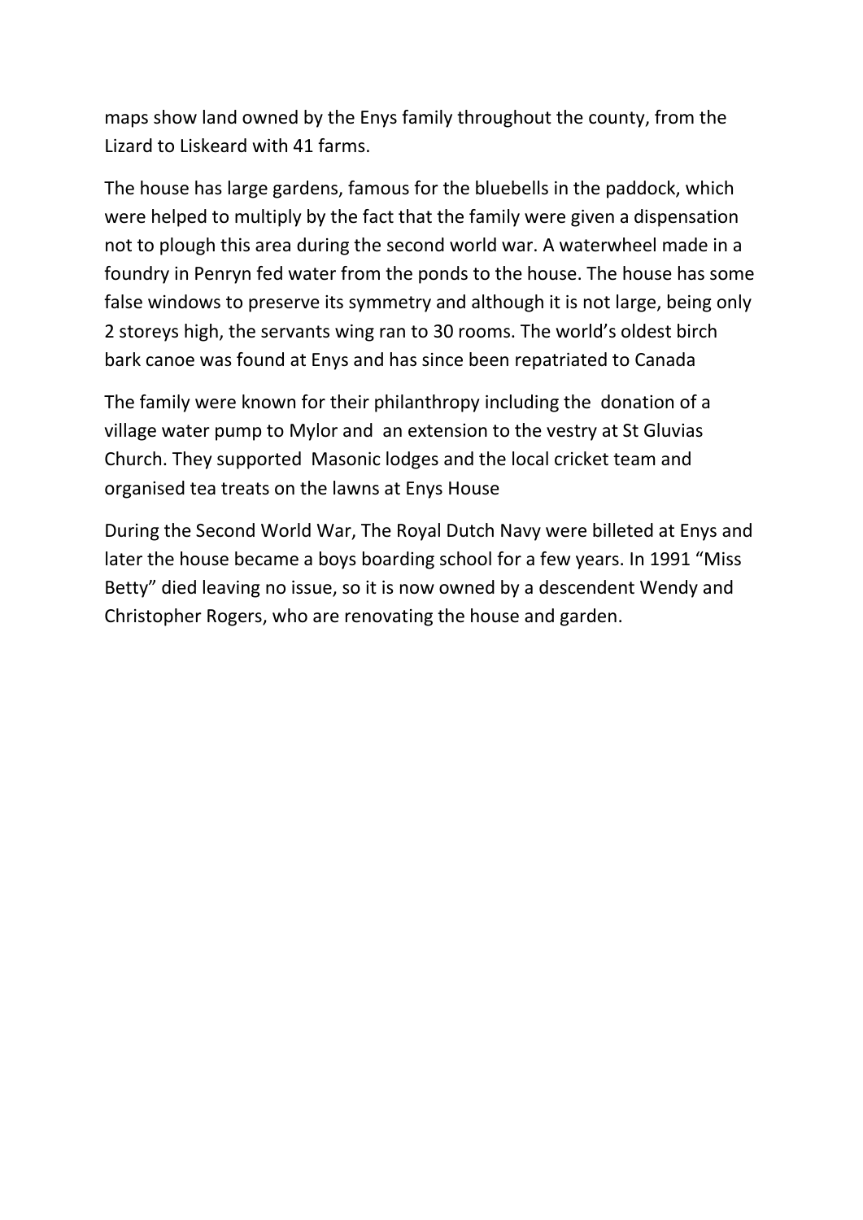maps show land owned by the Enys family throughout the county, from the Lizard to Liskeard with 41 farms.

The house has large gardens, famous for the bluebells in the paddock, which were helped to multiply by the fact that the family were given a dispensation not to plough this area during the second world war. A waterwheel made in a foundry in Penryn fed water from the ponds to the house. The house has some false windows to preserve its symmetry and although it is not large, being only 2 storeys high, the servants wing ran to 30 rooms. The world's oldest birch bark canoe was found at Enys and has since been repatriated to Canada

The family were known for their philanthropy including the donation of a village water pump to Mylor and an extension to the vestry at St Gluvias Church. They supported Masonic lodges and the local cricket team and organised tea treats on the lawns at Enys House

During the Second World War, The Royal Dutch Navy were billeted at Enys and later the house became a boys boarding school for a few years. In 1991 "Miss Betty" died leaving no issue, so it is now owned by a descendent Wendy and Christopher Rogers, who are renovating the house and garden.